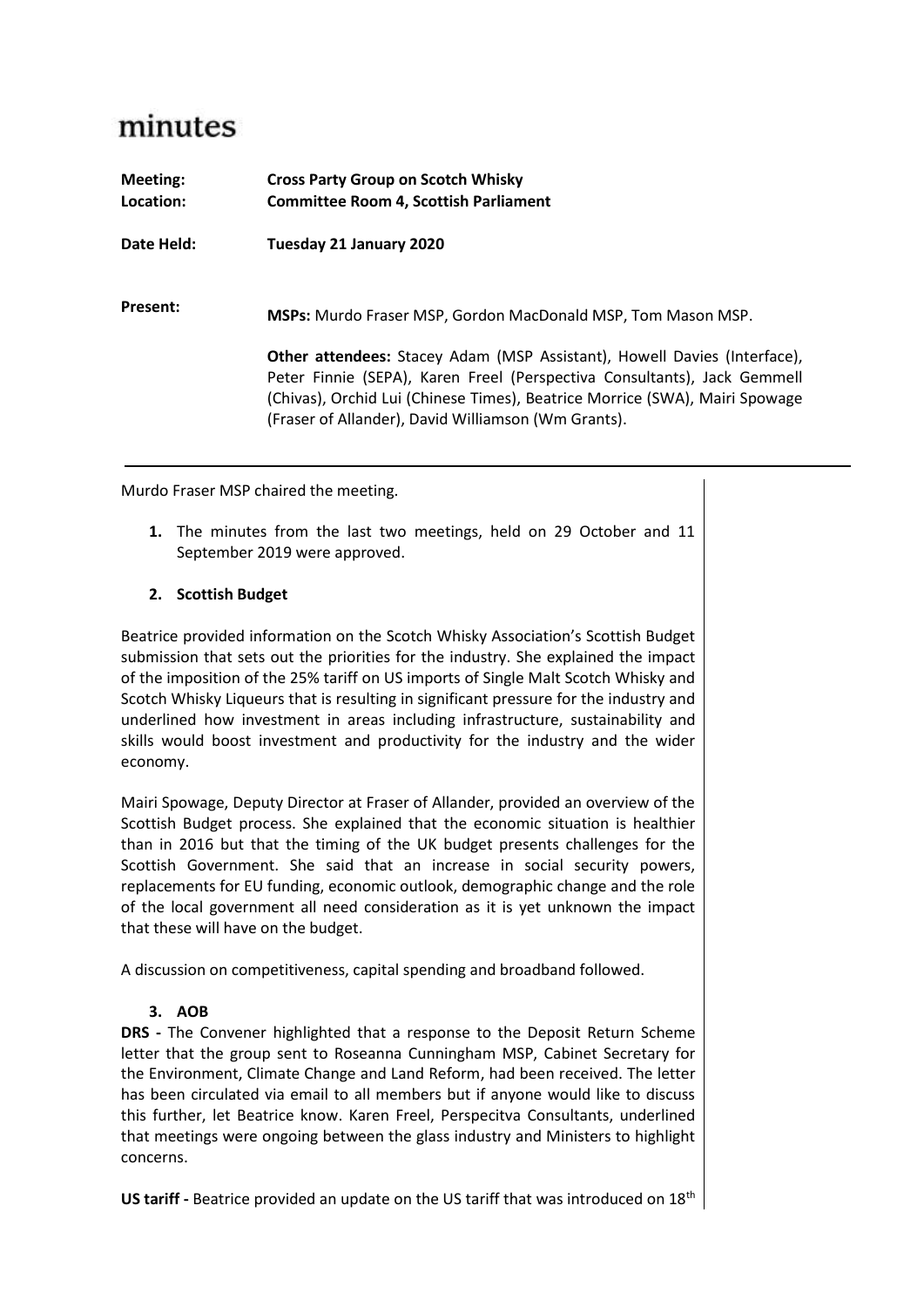# minutes

| | |
|---|---|
| **Meeting:** | **Cross Party Group on Scotch Whisky** |
| **Location:** | **Committee Room 4, Scottish Parliament** |
| **Date Held:** | **Tuesday 21 January 2020** |
| **Present:** | **MSPs:** Murdo Fraser MSP, Gordon MacDonald MSP, Tom Mason MSP. |
| | **Other attendees:** Stacey Adam (MSP Assistant), Howell Davies (Interface), Peter Finnie (SEPA), Karen Freel (Perspectiva Consultants), Jack Gemmell (Chivas), Orchid Lui (Chinese Times), Beatrice Morrice (SWA), Mairi Spowage (Fraser of Allander), David Williamson (Wm Grants). |

---

Murdo Fraser MSP chaired the meeting.

1. The minutes from the last two meetings, held on 29 October and 11 September 2019 were approved.

2. **Scottish Budget**

Beatrice provided information on the Scotch Whisky Association's Scottish Budget submission that sets out the priorities for the industry. She explained the impact of the imposition of the 25% tariff on US imports of Single Malt Scotch Whisky and Scotch Whisky Liqueurs that is resulting in significant pressure for the industry and underlined how investment in areas including infrastructure, sustainability and skills would boost investment and productivity for the industry and the wider economy.

Mairi Spowage, Deputy Director at Fraser of Allander, provided an overview of the Scottish Budget process. She explained that the economic situation is healthier than in 2016 but that the timing of the UK budget presents challenges for the Scottish Government. She said that an increase in social security powers, replacements for EU funding, economic outlook, demographic change and the role of the local government all need consideration as it is yet unknown the impact that these will have on the budget.

A discussion on competitiveness, capital spending and broadband followed.

3. **AOB**

**DRS -** The Convener highlighted that a response to the Deposit Return Scheme letter that the group sent to Roseanna Cunningham MSP, Cabinet Secretary for the Environment, Climate Change and Land Reform, had been received. The letter has been circulated via email to all members but if anyone would like to discuss this further, let Beatrice know. Karen Freel, Perspecitva Consultants, underlined that meetings were ongoing between the glass industry and Ministers to highlight concerns.

**US tariff -** Beatrice provided an update on the US tariff that was introduced on 18th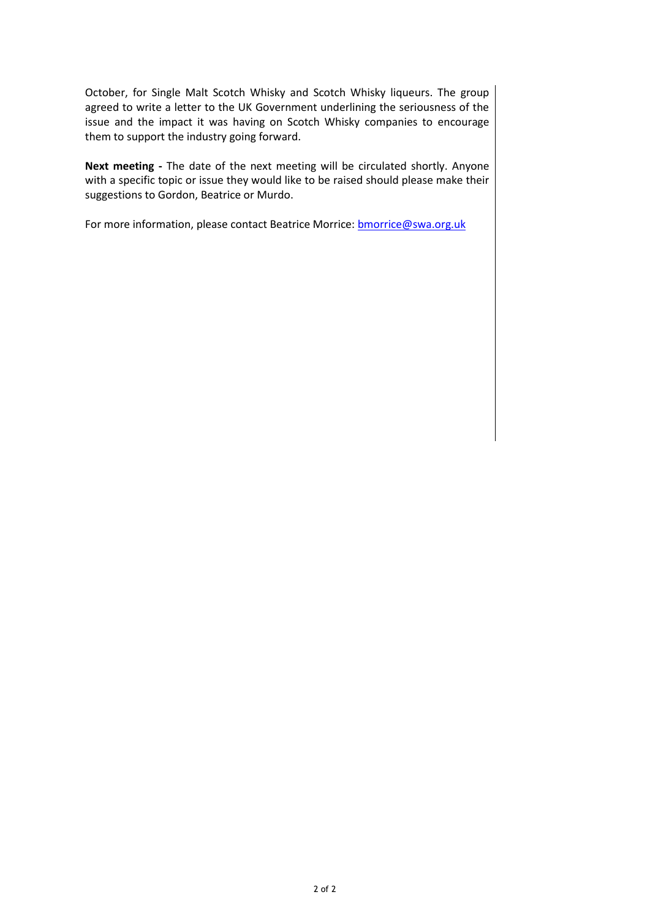October, for Single Malt Scotch Whisky and Scotch Whisky liqueurs. The group agreed to write a letter to the UK Government underlining the seriousness of the issue and the impact it was having on Scotch Whisky companies to encourage them to support the industry going forward.

**Next meeting -** The date of the next meeting will be circulated shortly. Anyone with a specific topic or issue they would like to be raised should please make their suggestions to Gordon, Beatrice or Murdo.

For more information, please contact Beatrice Morrice: bmorrice@swa.org.uk